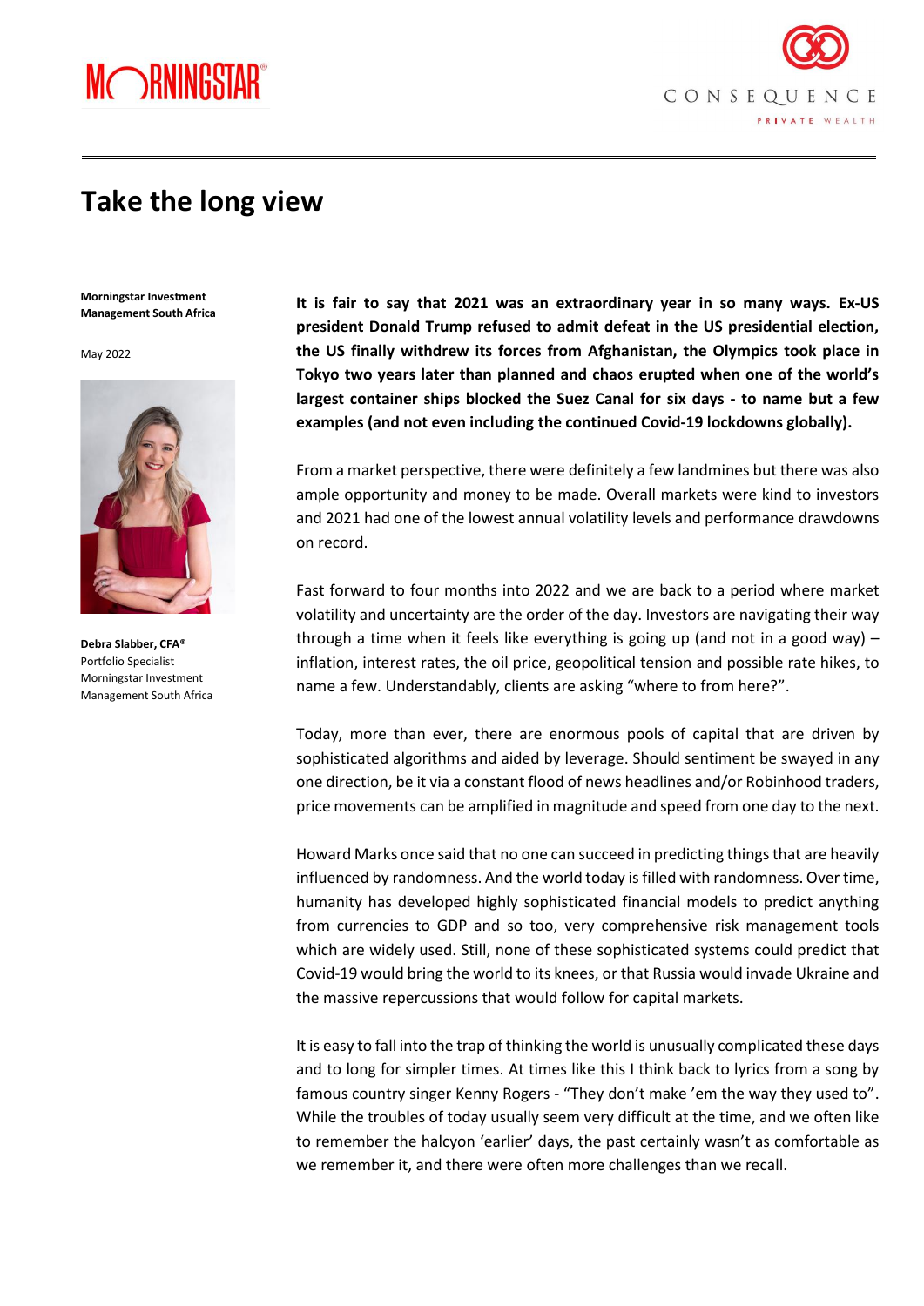# Take the long view

**Morningstar Investment Management South Africa**

May 2022

**Debra Slabber, CFA®**
Portfolio Specialist
Morningstar Investment Management South Africa

**It is fair to say that 2021 was an extraordinary year in so many ways. Ex-US president Donald Trump refused to admit defeat in the US presidential election, the US finally withdrew its forces from Afghanistan, the Olympics took place in Tokyo two years later than planned and chaos erupted when one of the world's largest container ships blocked the Suez Canal for six days - to name but a few examples (and not even including the continued Covid-19 lockdowns globally).**

From a market perspective, there were definitely a few landmines but there was also ample opportunity and money to be made. Overall markets were kind to investors and 2021 had one of the lowest annual volatility levels and performance drawdowns on record.

Fast forward to four months into 2022 and we are back to a period where market volatility and uncertainty are the order of the day. Investors are navigating their way through a time when it feels like everything is going up (and not in a good way) – inflation, interest rates, the oil price, geopolitical tension and possible rate hikes, to name a few. Understandably, clients are asking "where to from here?".

Today, more than ever, there are enormous pools of capital that are driven by sophisticated algorithms and aided by leverage. Should sentiment be swayed in any one direction, be it via a constant flood of news headlines and/or Robinhood traders, price movements can be amplified in magnitude and speed from one day to the next.

Howard Marks once said that no one can succeed in predicting things that are heavily influenced by randomness. And the world today is filled with randomness. Over time, humanity has developed highly sophisticated financial models to predict anything from currencies to GDP and so too, very comprehensive risk management tools which are widely used. Still, none of these sophisticated systems could predict that Covid-19 would bring the world to its knees, or that Russia would invade Ukraine and the massive repercussions that would follow for capital markets.

It is easy to fall into the trap of thinking the world is unusually complicated these days and to long for simpler times. At times like this I think back to lyrics from a song by famous country singer Kenny Rogers - "They don't make 'em the way they used to". While the troubles of today usually seem very difficult at the time, and we often like to remember the halcyon 'earlier' days, the past certainly wasn't as comfortable as we remember it, and there were often more challenges than we recall.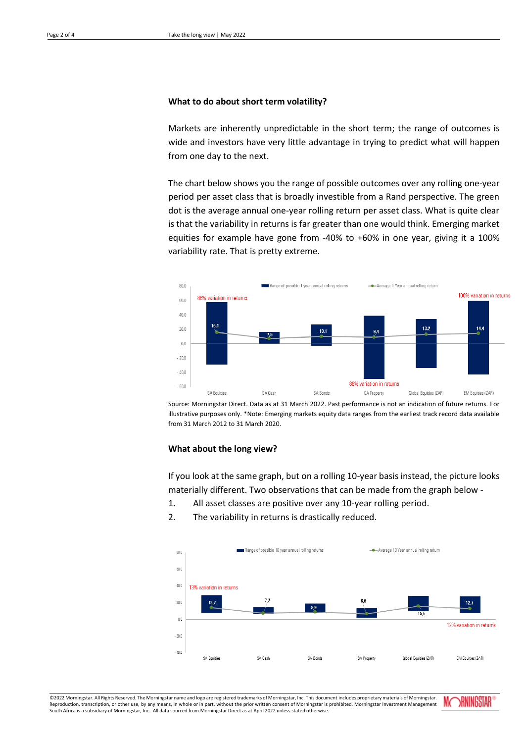### What to do about short term volatility?

Markets are inherently unpredictable in the short term; the range of outcomes is wide and investors have very little advantage in trying to predict what will happen from one day to the next.

The chart below shows you the range of possible outcomes over any rolling one-year period per asset class that is broadly investible from a Rand perspective. The green dot is the average annual one-year rolling return per asset class. What is quite clear is that the variability in returns is far greater than one would think. Emerging market equities for example have gone from -40% to +60% in one year, giving it a 100% variability rate. That is pretty extreme.

Range of possible 1 year annual rolling returns
Average 1 Year annual rolling return

80.0
60.0
40.0
20.0
0.0
- 20.0
- 40.0
- 60.0

86% variation in returns
100% variation in returns
88% variation in returns

16.1
7.5
10.1
9.4
13.2
14.4

SA Equities
SA Cash
SA Bonds
SA Property
Global Equities (ZAR)
EM Equities (ZAR)

Source: Morningstar Direct. Data as at 31 March 2022. Past performance is not an indication of future returns. For illustrative purposes only. *Note: Emerging markets equity data ranges from the earliest track record data available from 31 March 2012 to 31 March 2020.

### What about the long view?

If you look at the same graph, but on a rolling 10-year basis instead, the picture looks materially different. Two observations that can be made from the graph below -

1. All asset classes are positive over any 10-year rolling period.
2. The variability in returns is drastically reduced.

Range of possible 10 year annual rolling returns
Average 10 Year annual rolling return

80.0
60.0
40.0
20.0
0.0
- 20.0
- 40.0

13% variation in returns
12% variation in returns

13.7
7.2
8.9
6.6
15.6
12.7

SA Equities
SA Cash
SA Bonds
SA Property
Global Equities (ZAR)
EM Equities (ZAR)

©2022 Morningstar. All Rights Reserved. The Morningstar name and logo are registered trademarks of Morningstar, Inc. This document includes proprietary materials of Morningstar. Reproduction, transcription, or other use, by any means, in whole or in part, without the prior written consent of Morningstar is prohibited. Morningstar Investment Management South Africa is a subsidiary of Morningstar, Inc. All data sourced from Morningstar Direct as at April 2022 unless stated otherwise.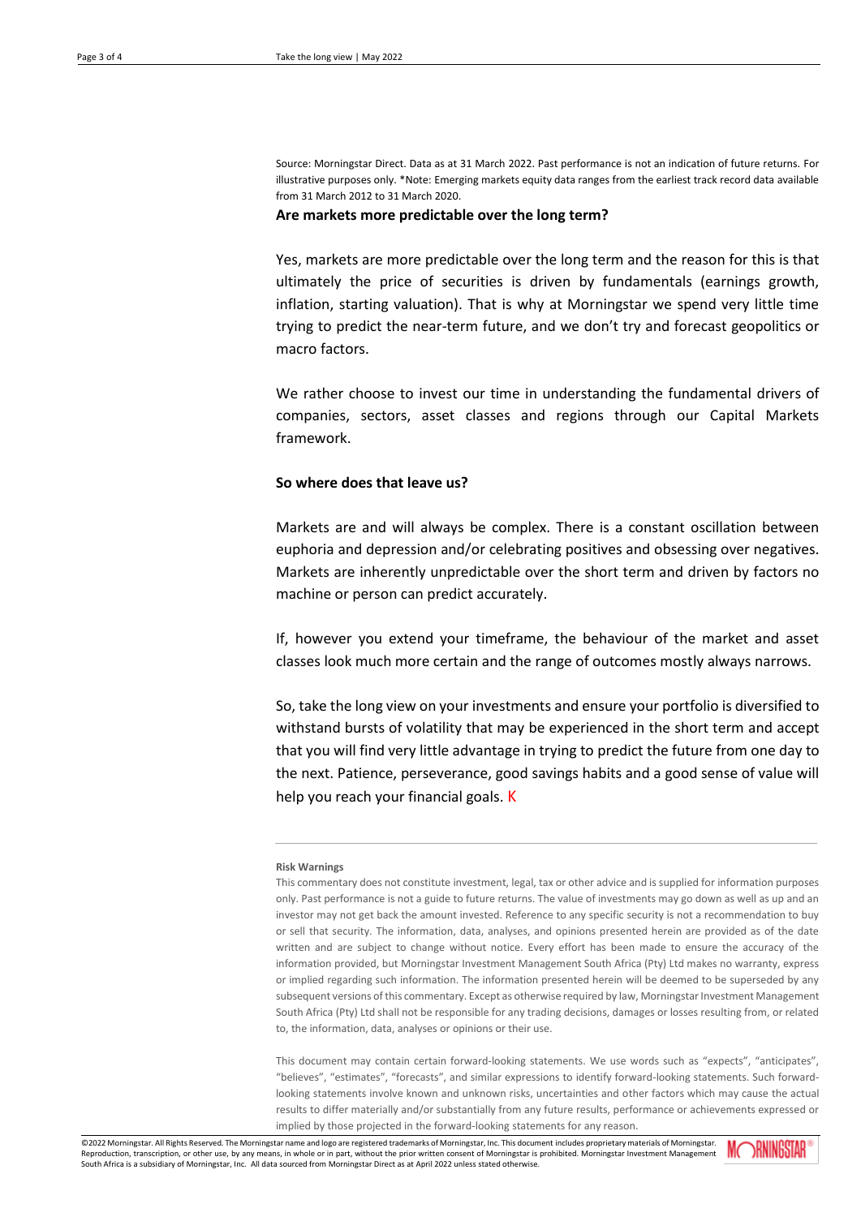Source: Morningstar Direct. Data as at 31 March 2022. Past performance is not an indication of future returns. For illustrative purposes only. *Note: Emerging markets equity data ranges from the earliest track record data available from 31 March 2012 to 31 March 2020.

**Are markets more predictable over the long term?**

Yes, markets are more predictable over the long term and the reason for this is that ultimately the price of securities is driven by fundamentals (earnings growth, inflation, starting valuation). That is why at Morningstar we spend very little time trying to predict the near-term future, and we don't try and forecast geopolitics or macro factors.

We rather choose to invest our time in understanding the fundamental drivers of companies, sectors, asset classes and regions through our Capital Markets framework.

**So where does that leave us?**

Markets are and will always be complex. There is a constant oscillation between euphoria and depression and/or celebrating positives and obsessing over negatives. Markets are inherently unpredictable over the short term and driven by factors no machine or person can predict accurately.

If, however you extend your timeframe, the behaviour of the market and asset classes look much more certain and the range of outcomes mostly always narrows.

So, take the long view on your investments and ensure your portfolio is diversified to withstand bursts of volatility that may be experienced in the short term and accept that you will find very little advantage in trying to predict the future from one day to the next. Patience, perseverance, good savings habits and a good sense of value will help you reach your financial goals. K

---

**Risk Warnings**

This commentary does not constitute investment, legal, tax or other advice and is supplied for information purposes only. Past performance is not a guide to future returns. The value of investments may go down as well as up and an investor may not get back the amount invested. Reference to any specific security is not a recommendation to buy or sell that security. The information, data, analyses, and opinions presented herein are provided as of the date written and are subject to change without notice. Every effort has been made to ensure the accuracy of the information provided, but Morningstar Investment Management South Africa (Pty) Ltd makes no warranty, express or implied regarding such information. The information presented herein will be deemed to be superseded by any subsequent versions of this commentary. Except as otherwise required by law, Morningstar Investment Management South Africa (Pty) Ltd shall not be responsible for any trading decisions, damages or losses resulting from, or related to, the information, data, analyses or opinions or their use.

This document may contain certain forward-looking statements. We use words such as "expects", "anticipates", "believes", "estimates", "forecasts", and similar expressions to identify forward-looking statements. Such forward-looking statements involve known and unknown risks, uncertainties and other factors which may cause the actual results to differ materially and/or substantially from any future results, performance or achievements expressed or implied by those projected in the forward-looking statements for any reason.

©2022 Morningstar. All Rights Reserved. The Morningstar name and logo are registered trademarks of Morningstar, Inc. This document includes proprietary materials of Morningstar. Reproduction, transcription, or other use, by any means, in whole or in part, without the prior written consent of Morningstar is prohibited. Morningstar Investment Management South Africa is a subsidiary of Morningstar, Inc. All data sourced from Morningstar Direct as at April 2022 unless stated otherwise.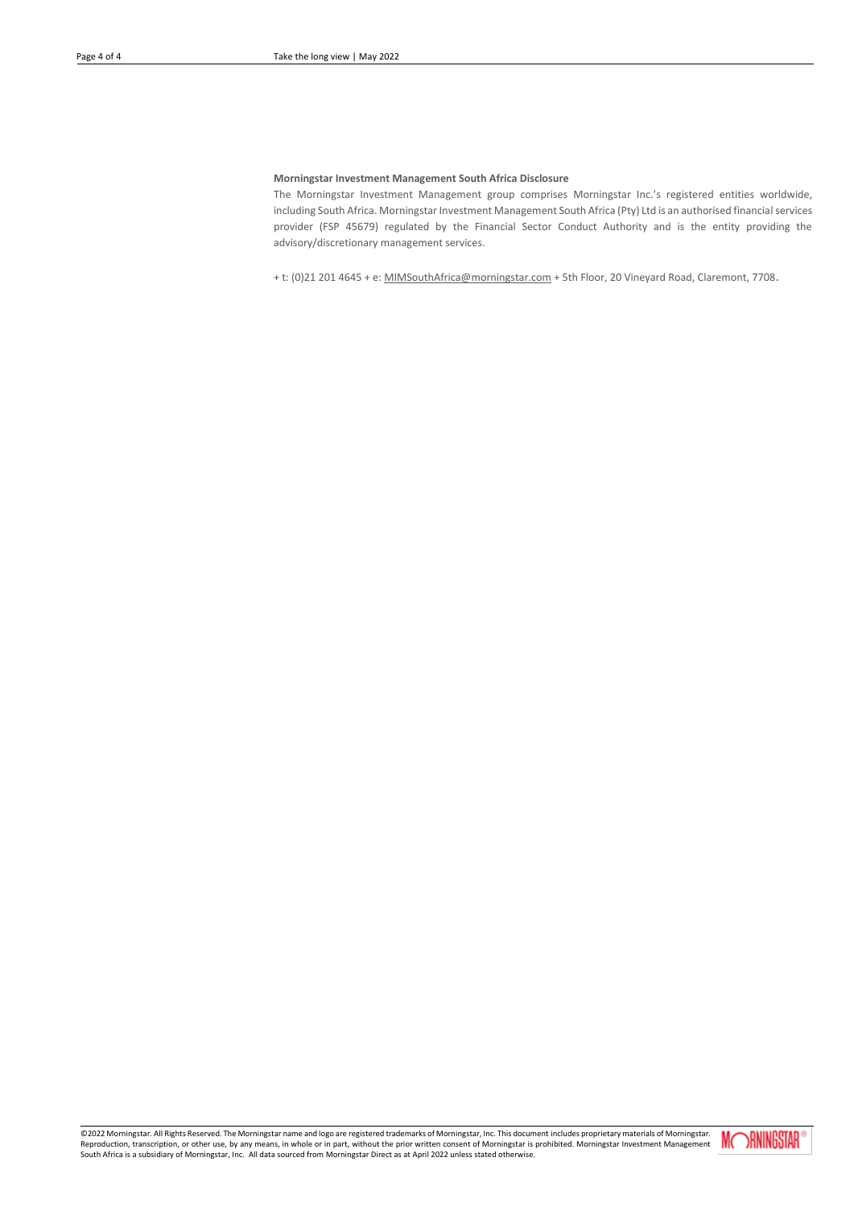**Morningstar Investment Management South Africa Disclosure**

The Morningstar Investment Management group comprises Morningstar Inc.'s registered entities worldwide, including South Africa. Morningstar Investment Management South Africa (Pty) Ltd is an authorised financial services provider (FSP 45679) regulated by the Financial Sector Conduct Authority and is the entity providing the advisory/discretionary management services.

+ t: (0)21 201 4645 + e: MIMSouthAfrica@morningstar.com + 5th Floor, 20 Vineyard Road, Claremont, 7708.

©2022 Morningstar. All Rights Reserved. The Morningstar name and logo are registered trademarks of Morningstar, Inc. This document includes proprietary materials of Morningstar. Reproduction, transcription, or other use, by any means, in whole or in part, without the prior written consent of Morningstar is prohibited. Morningstar Investment Management South Africa is a subsidiary of Morningstar, Inc. All data sourced from Morningstar Direct as at April 2022 unless stated otherwise.